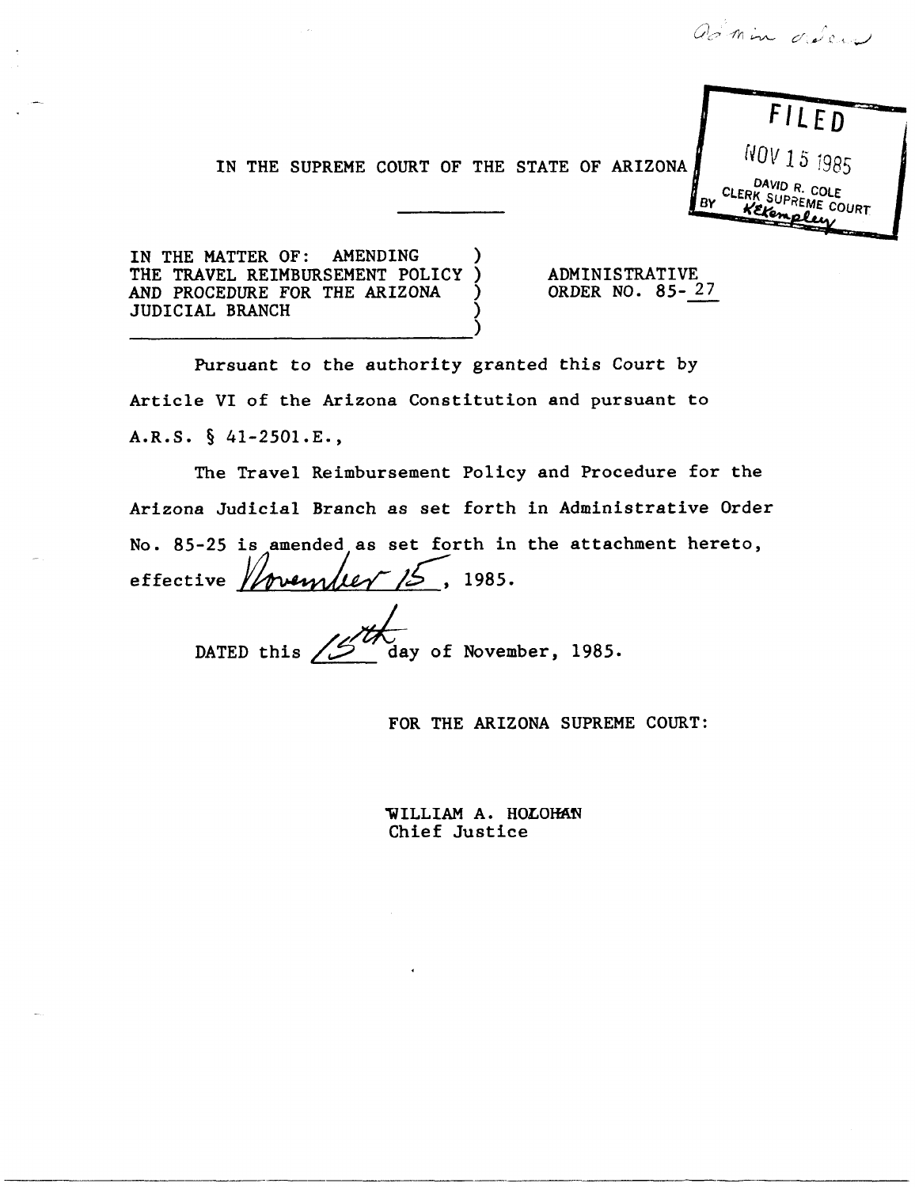Admin order

FILED
NOV 15 1985
DAVID R. COLE
CLERK SUPREME COURT
BY KeKempley

IN THE SUPREME COURT OF THE STATE OF ARIZONA

IN THE MATTER OF: AMENDING THE TRAVEL REIMBURSEMENT POLICY AND PROCEDURE FOR THE ARIZONA JUDICIAL BRANCH

ADMINISTRATIVE ORDER NO. 85-27

Pursuant to the authority granted this Court by Article VI of the Arizona Constitution and pursuant to A.R.S. § 41-2501.E.,

The Travel Reimbursement Policy and Procedure for the Arizona Judicial Branch as set forth in Administrative Order No. 85-25 is amended as set forth in the attachment hereto, effective November 15, 1985.

DATED this 15th day of November, 1985.

FOR THE ARIZONA SUPREME COURT:

WILLIAM A. HOLOHAN
Chief Justice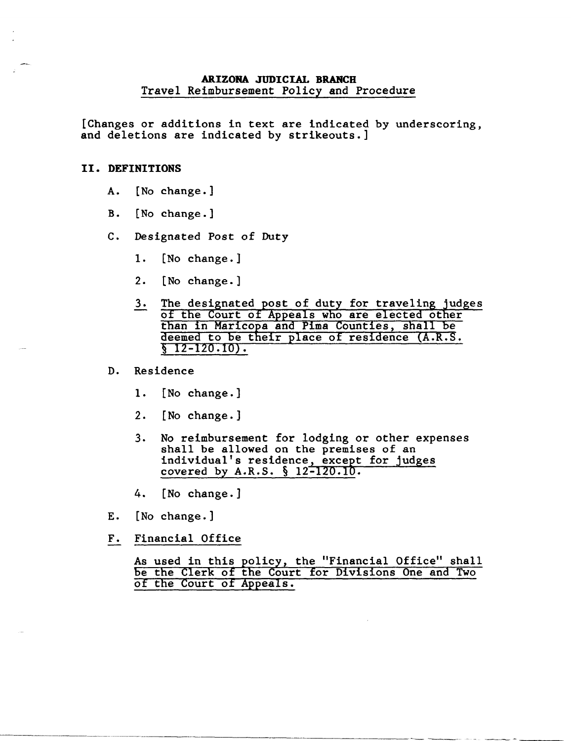**ARIZONA JUDICIAL BRANCH**
Travel Reimbursement Policy and Procedure

[Changes or additions in text are indicated by underscoring, and deletions are indicated by strikeouts.]

## II. DEFINITIONS

A. [No change.]

B. [No change.]

C. Designated Post of Duty

1. [No change.]

2. [No change.]

3. <u>The designated post of duty for traveling judges of the Court of Appeals who are elected other than in Maricopa and Pima Counties, shall be deemed to be their place of residence (A.R.S. § 12-120.10).</u>

D. Residence

1. [No change.]

2. [No change.]

3. No reimbursement for lodging or other expenses shall be allowed on the premises of an individual's residence<u>, except for judges covered by A.R.S. § 12-120.10</u>.

4. [No change.]

E. [No change.]

<u>F. Financial Office</u>

<u>As used in this policy, the "Financial Office" shall be the Clerk of the Court for Divisions One and Two of the Court of Appeals.</u>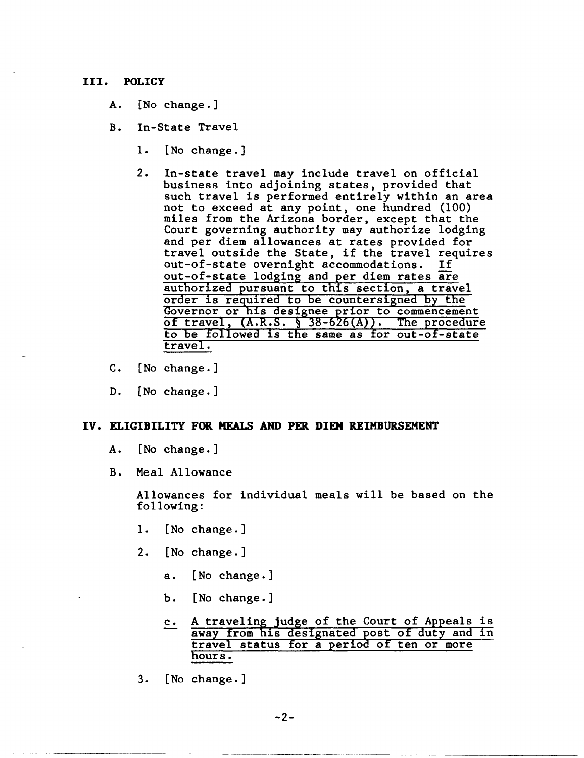## III. POLICY

A. [No change.]

B. In-State Travel

1. [No change.]

2. In-state travel may include travel on official business into adjoining states, provided that such travel is performed entirely within an area not to exceed at any point, one hundred (100) miles from the Arizona border, except that the Court governing authority may authorize lodging and per diem allowances at rates provided for travel outside the State, if the travel requires out-of-state overnight accommodations. <u>If out-of-state lodging and per diem rates are authorized pursuant to this section, a travel order is required to be countersigned by the Governor or his designee prior to commencement of travel, (A.R.S. § 38-626(A)). The procedure to be followed is the same as for out-of-state travel.</u>

C. [No change.]

D. [No change.]

## IV. ELIGIBILITY FOR MEALS AND PER DIEM REIMBURSEMENT

A. [No change.]

B. Meal Allowance

Allowances for individual meals will be based on the following:

1. [No change.]

2. [No change.]

   a. [No change.]

   b. [No change.]

   <u>c. A traveling judge of the Court of Appeals is away from his designated post of duty and in travel status for a period of ten or more hours.</u>

3. [No change.]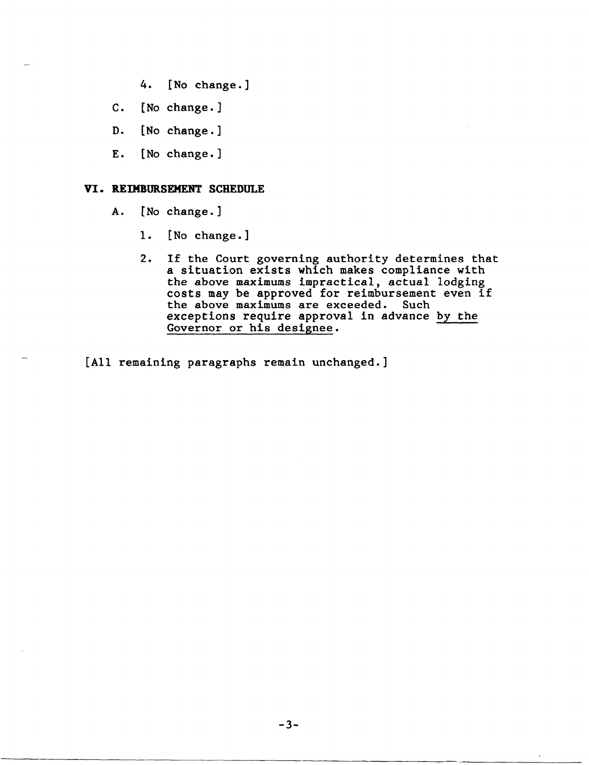4. [No change.]

C. [No change.]

D. [No change.]

E. [No change.]

## VI. REIMBURSEMENT SCHEDULE

A. [No change.]

1. [No change.]

2. If the Court governing authority determines that a situation exists which makes compliance with the above maximums impractical, actual lodging costs may be approved for reimbursement even if the above maximums are exceeded. Such exceptions require approval in advance <u>by the Governor or his designee</u>.

[All remaining paragraphs remain unchanged.]